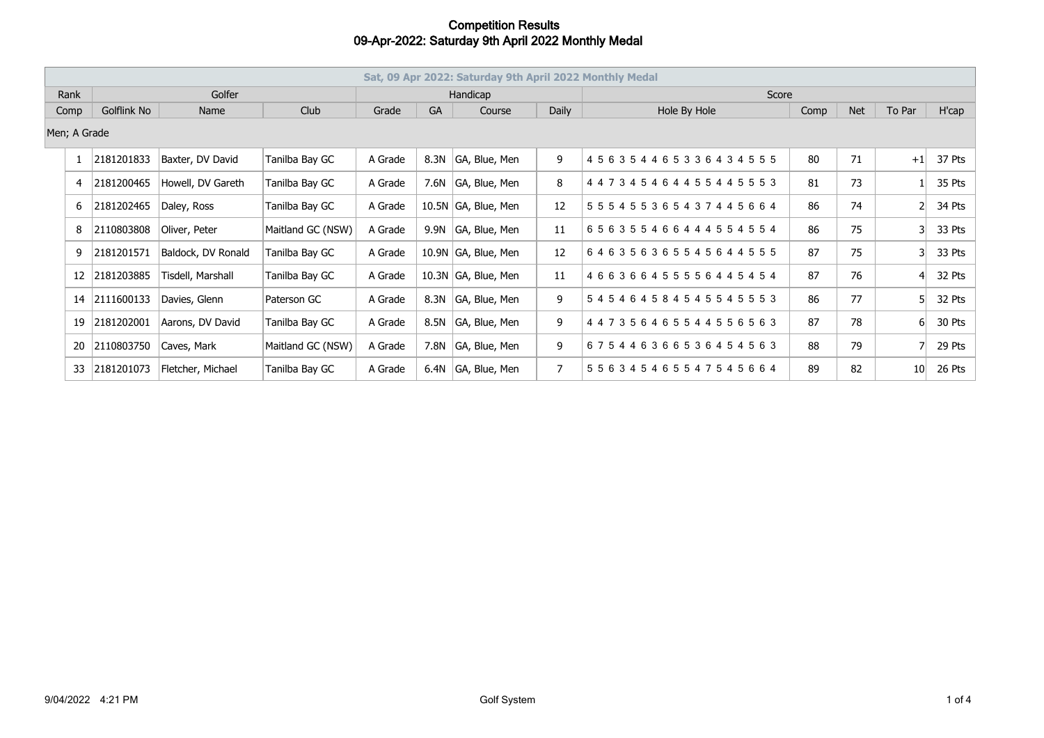# Competition Results
## 09-Apr-2022: Saturday 9th April 2022 Monthly Medal

| Sat, 09 Apr 2022: Saturday 9th April 2022 Monthly Medal | | | | | | | | | | | | |
|---|---|---|---|---|---|---|---|---|---|---|---|---|
| Rank | Golfer | | | Handicap | | | | Score | | | | |
| Comp | Golflink No | Name | Club | Grade | GA | Course | Daily | Hole By Hole | Comp | Net | To Par | H'cap |
| Men; A Grade | | | | | | | | | | | | |
| 1 | 2181201833 | Baxter, DV David | Tanilba Bay GC | A Grade | 8.3N | GA, Blue, Men | 9 | 4 5 6 3 5 4 4 6 5 3 3 6 4 3 4 5 5 5 | 80 | 71 | +1 | 37 Pts |
| 4 | 2181200465 | Howell, DV Gareth | Tanilba Bay GC | A Grade | 7.6N | GA, Blue, Men | 8 | 4 4 7 3 4 5 4 6 4 4 5 5 4 4 5 5 5 3 | 81 | 73 | 1 | 35 Pts |
| 6 | 2181202465 | Daley, Ross | Tanilba Bay GC | A Grade | 10.5N | GA, Blue, Men | 12 | 5 5 5 4 5 5 3 6 5 4 3 7 4 4 5 6 6 4 | 86 | 74 | 2 | 34 Pts |
| 8 | 2110803808 | Oliver, Peter | Maitland GC (NSW) | A Grade | 9.9N | GA, Blue, Men | 11 | 6 5 6 3 5 5 4 6 6 4 4 4 5 5 4 5 5 4 | 86 | 75 | 3 | 33 Pts |
| 9 | 2181201571 | Baldock, DV Ronald | Tanilba Bay GC | A Grade | 10.9N | GA, Blue, Men | 12 | 6 4 6 3 5 6 3 6 5 5 4 5 6 4 4 5 5 5 | 87 | 75 | 3 | 33 Pts |
| 12 | 2181203885 | Tisdell, Marshall | Tanilba Bay GC | A Grade | 10.3N | GA, Blue, Men | 11 | 4 6 6 3 6 6 4 5 5 5 5 6 4 4 5 4 5 4 | 87 | 76 | 4 | 32 Pts |
| 14 | 2111600133 | Davies, Glenn | Paterson GC | A Grade | 8.3N | GA, Blue, Men | 9 | 5 4 5 4 6 4 5 8 4 5 4 5 5 4 5 5 5 3 | 86 | 77 | 5 | 32 Pts |
| 19 | 2181202001 | Aarons, DV David | Tanilba Bay GC | A Grade | 8.5N | GA, Blue, Men | 9 | 4 4 7 3 5 6 4 6 5 5 4 4 5 5 6 5 6 3 | 87 | 78 | 6 | 30 Pts |
| 20 | 2110803750 | Caves, Mark | Maitland GC (NSW) | A Grade | 7.8N | GA, Blue, Men | 9 | 6 7 5 4 4 6 3 6 6 5 3 6 4 5 4 5 6 3 | 88 | 79 | 7 | 29 Pts |
| 33 | 2181201073 | Fletcher, Michael | Tanilba Bay GC | A Grade | 6.4N | GA, Blue, Men | 7 | 5 5 6 3 4 5 4 6 5 5 4 7 5 4 5 6 6 4 | 89 | 82 | 10 | 26 Pts |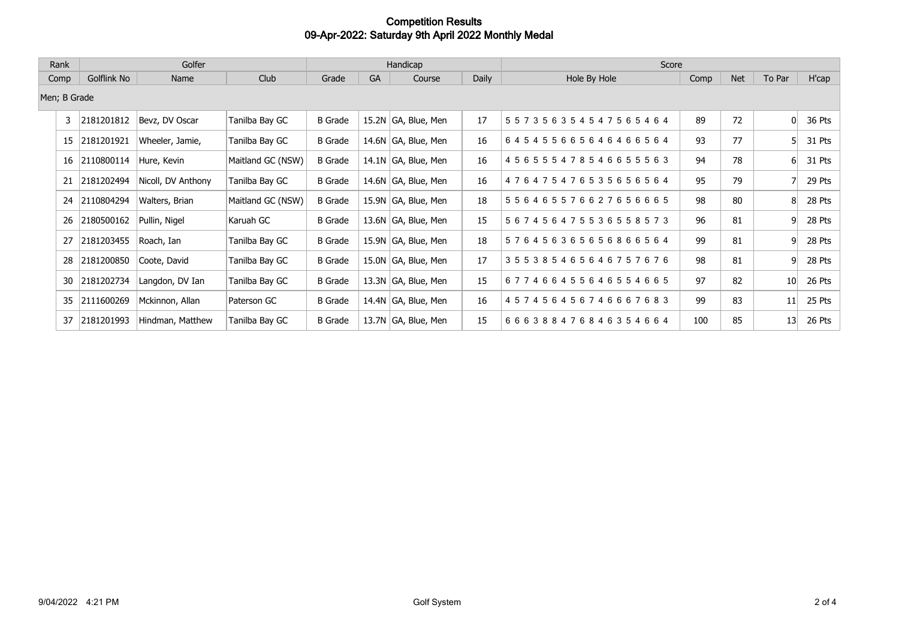# Competition Results
## 09-Apr-2022: Saturday 9th April 2022 Monthly Medal

| Rank | Golfer | | | Handicap | | | | Score | | | | |
|---|---|---|---|---|---|---|---|---|---|---|---|---|
| Comp | Golflink No | Name | Club | Grade | GA | Course | Daily | Hole By Hole | Comp | Net | To Par | H'cap |
| Men; B Grade | | | | | | | | | | | | |
| 3 | 2181201812 | Bevz, DV Oscar | Tanilba Bay GC | B Grade | 15.2N | GA, Blue, Men | 17 | 5 5 7 3 5 6 3 5 4 5 4 7 5 6 5 4 6 4 | 89 | 72 | 0 | 36 Pts |
| 15 | 2181201921 | Wheeler, Jamie, | Tanilba Bay GC | B Grade | 14.6N | GA, Blue, Men | 16 | 6 4 5 4 5 5 6 6 5 6 4 6 4 6 6 5 6 4 | 93 | 77 | 5 | 31 Pts |
| 16 | 2110800114 | Hure, Kevin | Maitland GC (NSW) | B Grade | 14.1N | GA, Blue, Men | 16 | 4 5 6 5 5 5 4 7 8 5 4 6 6 5 5 5 6 3 | 94 | 78 | 6 | 31 Pts |
| 21 | 2181202494 | Nicoll, DV Anthony | Tanilba Bay GC | B Grade | 14.6N | GA, Blue, Men | 16 | 4 7 6 4 7 5 4 7 6 5 3 5 6 5 6 5 6 4 | 95 | 79 | 7 | 29 Pts |
| 24 | 2110804294 | Walters, Brian | Maitland GC (NSW) | B Grade | 15.9N | GA, Blue, Men | 18 | 5 5 6 4 6 5 5 7 6 6 2 7 6 5 6 6 6 5 | 98 | 80 | 8 | 28 Pts |
| 26 | 2180500162 | Pullin, Nigel | Karuah GC | B Grade | 13.6N | GA, Blue, Men | 15 | 5 6 7 4 5 6 4 7 5 5 3 6 5 5 8 5 7 3 | 96 | 81 | 9 | 28 Pts |
| 27 | 2181203455 | Roach, Ian | Tanilba Bay GC | B Grade | 15.9N | GA, Blue, Men | 18 | 5 7 6 4 5 6 3 6 5 6 5 6 8 6 6 5 6 4 | 99 | 81 | 9 | 28 Pts |
| 28 | 2181200850 | Coote, David | Tanilba Bay GC | B Grade | 15.0N | GA, Blue, Men | 17 | 3 5 5 3 8 5 4 6 5 6 4 6 7 5 7 6 7 6 | 98 | 81 | 9 | 28 Pts |
| 30 | 2181202734 | Langdon, DV Ian | Tanilba Bay GC | B Grade | 13.3N | GA, Blue, Men | 15 | 6 7 7 4 6 6 4 5 5 6 4 6 5 5 4 6 6 5 | 97 | 82 | 10 | 26 Pts |
| 35 | 2111600269 | Mckinnon, Allan | Paterson GC | B Grade | 14.4N | GA, Blue, Men | 16 | 4 5 7 4 5 6 4 5 6 7 4 6 6 6 7 6 8 3 | 99 | 83 | 11 | 25 Pts |
| 37 | 2181201993 | Hindman, Matthew | Tanilba Bay GC | B Grade | 13.7N | GA, Blue, Men | 15 | 6 6 6 3 8 8 4 7 6 8 4 6 3 5 4 6 6 4 | 100 | 85 | 13 | 26 Pts |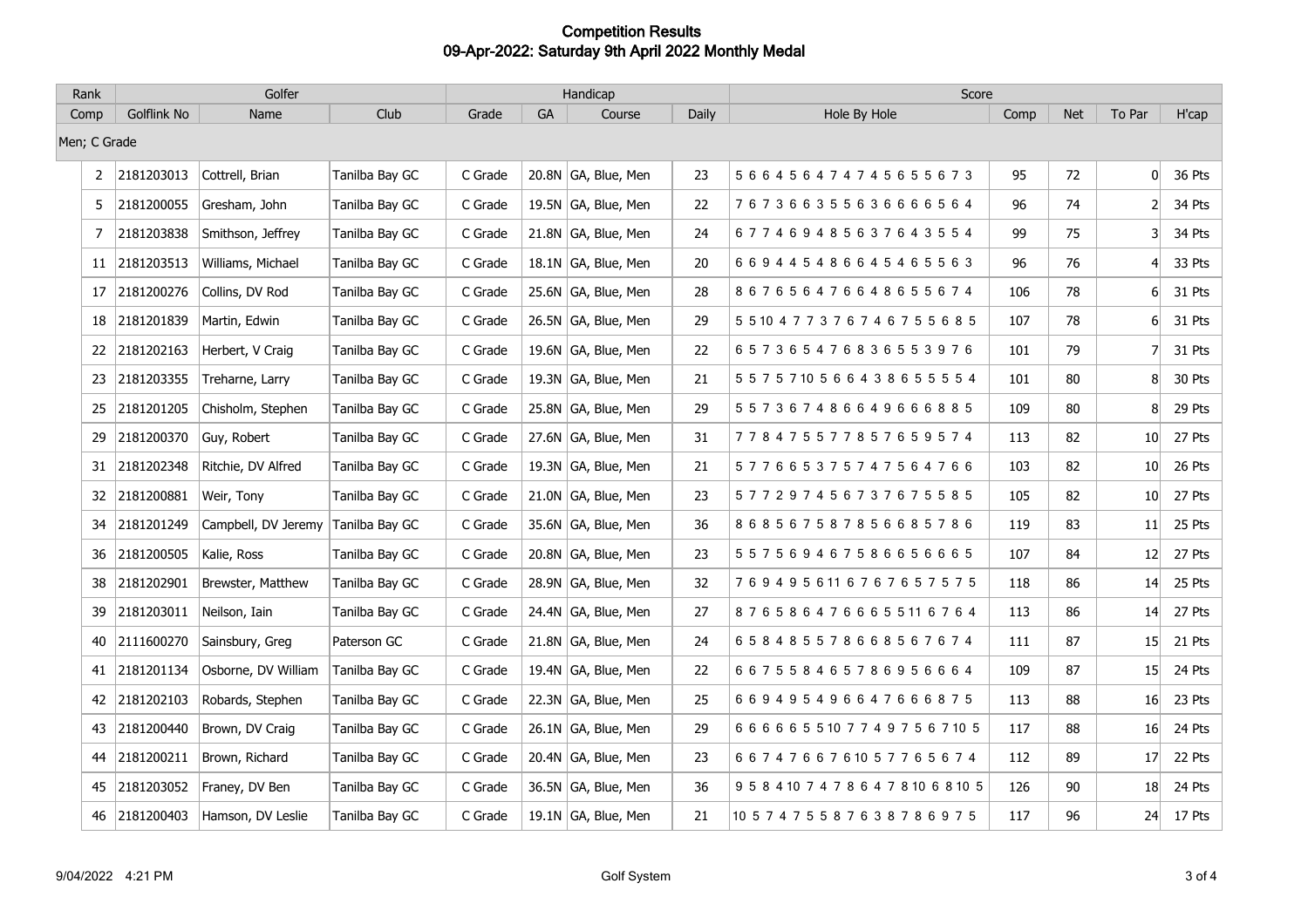# Competition Results
## 09-Apr-2022: Saturday 9th April 2022 Monthly Medal

| Rank | Golfer | | | Handicap | | | | Score | | | | |
|---|---|---|---|---|---|---|---|---|---|---|---|---|
| Comp | Golflink No | Name | Club | Grade | GA | Course | Daily | Hole By Hole | Comp | Net | To Par | H'cap |
| Men; C Grade | | | | | | | | | | | | |
| 2 | 2181203013 | Cottrell, Brian | Tanilba Bay GC | C Grade | 20.8N | GA, Blue, Men | 23 | 5 6 6 4 5 6 4 7 4 7 4 5 6 5 5 6 7 3 | 95 | 72 | 0 | 36 Pts |
| 5 | 2181200055 | Gresham, John | Tanilba Bay GC | C Grade | 19.5N | GA, Blue, Men | 22 | 7 6 7 3 6 6 3 5 5 6 3 6 6 6 6 5 6 4 | 96 | 74 | 2 | 34 Pts |
| 7 | 2181203838 | Smithson, Jeffrey | Tanilba Bay GC | C Grade | 21.8N | GA, Blue, Men | 24 | 6 7 7 4 6 9 4 8 5 6 3 7 6 4 3 5 5 4 | 99 | 75 | 3 | 34 Pts |
| 11 | 2181203513 | Williams, Michael | Tanilba Bay GC | C Grade | 18.1N | GA, Blue, Men | 20 | 6 6 9 4 4 5 4 8 6 6 4 5 4 6 5 5 6 3 | 96 | 76 | 4 | 33 Pts |
| 17 | 2181200276 | Collins, DV Rod | Tanilba Bay GC | C Grade | 25.6N | GA, Blue, Men | 28 | 8 6 7 6 5 6 4 7 6 6 4 8 6 5 5 6 7 4 | 106 | 78 | 6 | 31 Pts |
| 18 | 2181201839 | Martin, Edwin | Tanilba Bay GC | C Grade | 26.5N | GA, Blue, Men | 29 | 5 5 10 4 7 7 3 7 6 7 4 6 7 5 5 6 8 5 | 107 | 78 | 6 | 31 Pts |
| 22 | 2181202163 | Herbert, V Craig | Tanilba Bay GC | C Grade | 19.6N | GA, Blue, Men | 22 | 6 5 7 3 6 5 4 7 6 8 3 6 5 5 3 9 7 6 | 101 | 79 | 7 | 31 Pts |
| 23 | 2181203355 | Treharne, Larry | Tanilba Bay GC | C Grade | 19.3N | GA, Blue, Men | 21 | 5 5 7 5 7 10 5 6 6 4 3 8 6 5 5 5 5 4 | 101 | 80 | 8 | 30 Pts |
| 25 | 2181201205 | Chisholm, Stephen | Tanilba Bay GC | C Grade | 25.8N | GA, Blue, Men | 29 | 5 5 7 3 6 7 4 8 6 6 4 9 6 6 6 8 8 5 | 109 | 80 | 8 | 29 Pts |
| 29 | 2181200370 | Guy, Robert | Tanilba Bay GC | C Grade | 27.6N | GA, Blue, Men | 31 | 7 7 8 4 7 5 5 7 7 8 5 7 6 5 9 5 7 4 | 113 | 82 | 10 | 27 Pts |
| 31 | 2181202348 | Ritchie, DV Alfred | Tanilba Bay GC | C Grade | 19.3N | GA, Blue, Men | 21 | 5 7 7 6 6 5 3 7 5 7 4 7 5 6 4 7 6 6 | 103 | 82 | 10 | 26 Pts |
| 32 | 2181200881 | Weir, Tony | Tanilba Bay GC | C Grade | 21.0N | GA, Blue, Men | 23 | 5 7 7 2 9 7 4 5 6 7 3 7 6 7 5 5 8 5 | 105 | 82 | 10 | 27 Pts |
| 34 | 2181201249 | Campbell, DV Jeremy | Tanilba Bay GC | C Grade | 35.6N | GA, Blue, Men | 36 | 8 6 8 5 6 7 5 8 7 8 5 6 6 8 5 7 8 6 | 119 | 83 | 11 | 25 Pts |
| 36 | 2181200505 | Kalie, Ross | Tanilba Bay GC | C Grade | 20.8N | GA, Blue, Men | 23 | 5 5 7 5 6 9 4 6 7 5 8 6 6 5 6 6 6 5 | 107 | 84 | 12 | 27 Pts |
| 38 | 2181202901 | Brewster, Matthew | Tanilba Bay GC | C Grade | 28.9N | GA, Blue, Men | 32 | 7 6 9 4 9 5 6 11 6 7 6 7 6 5 7 5 7 5 | 118 | 86 | 14 | 25 Pts |
| 39 | 2181203011 | Neilson, Iain | Tanilba Bay GC | C Grade | 24.4N | GA, Blue, Men | 27 | 8 7 6 5 8 6 4 7 6 6 6 5 5 11 6 7 6 4 | 113 | 86 | 14 | 27 Pts |
| 40 | 2111600270 | Sainsbury, Greg | Paterson GC | C Grade | 21.8N | GA, Blue, Men | 24 | 6 5 8 4 8 5 5 7 8 6 6 8 5 6 7 6 7 4 | 111 | 87 | 15 | 21 Pts |
| 41 | 2181201134 | Osborne, DV William | Tanilba Bay GC | C Grade | 19.4N | GA, Blue, Men | 22 | 6 6 7 5 5 8 4 6 5 7 8 6 9 5 6 6 6 4 | 109 | 87 | 15 | 24 Pts |
| 42 | 2181202103 | Robards, Stephen | Tanilba Bay GC | C Grade | 22.3N | GA, Blue, Men | 25 | 6 6 9 4 9 5 4 9 6 6 4 7 6 6 6 8 7 5 | 113 | 88 | 16 | 23 Pts |
| 43 | 2181200440 | Brown, DV Craig | Tanilba Bay GC | C Grade | 26.1N | GA, Blue, Men | 29 | 6 6 6 6 6 5 5 10 7 7 4 9 7 5 6 7 10 5 | 117 | 88 | 16 | 24 Pts |
| 44 | 2181200211 | Brown, Richard | Tanilba Bay GC | C Grade | 20.4N | GA, Blue, Men | 23 | 6 6 7 4 7 6 6 7 6 10 5 7 7 6 5 6 7 4 | 112 | 89 | 17 | 22 Pts |
| 45 | 2181203052 | Franey, DV Ben | Tanilba Bay GC | C Grade | 36.5N | GA, Blue, Men | 36 | 9 5 8 4 10 7 4 7 8 6 4 7 8 10 6 8 10 5 | 126 | 90 | 18 | 24 Pts |
| 46 | 2181200403 | Hamson, DV Leslie | Tanilba Bay GC | C Grade | 19.1N | GA, Blue, Men | 21 | 10 5 7 4 7 5 5 8 7 6 3 8 7 8 6 9 7 5 | 117 | 96 | 24 | 17 Pts |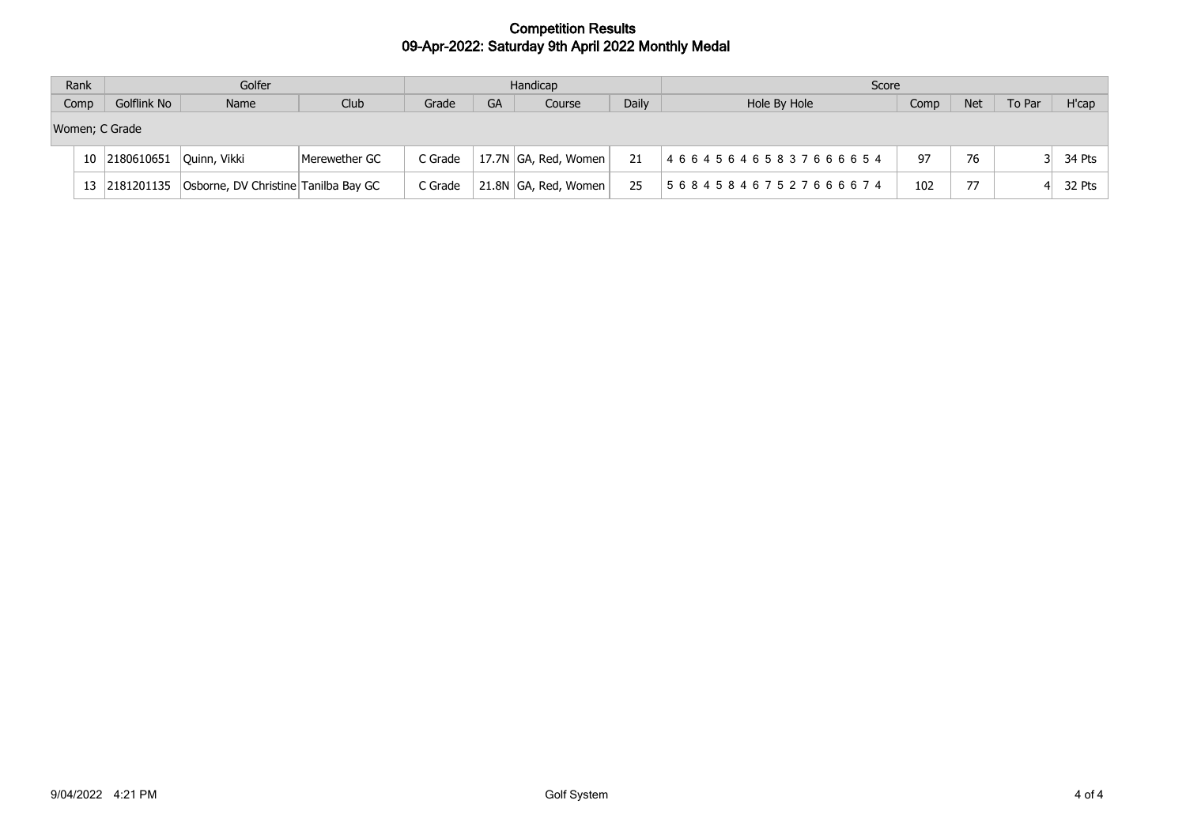# Competition Results
## 09-Apr-2022: Saturday 9th April 2022 Monthly Medal

| Rank | Golfer | | | Handicap | | | | Score | | | | |
|---|---|---|---|---|---|---|---|---|---|---|---|---|
| Comp | Golflink No | Name | Club | Grade | GA | Course | Daily | Hole By Hole | Comp | Net | To Par | H'cap |
| Women; C Grade | | | | | | | | | | | | |
| 10 | 2180610651 | Quinn, Vikki | Merewether GC | C Grade | 17.7N | GA, Red, Women | 21 | 4 6 6 4 5 6 4 6 5 8 3 7 6 6 6 6 5 4 | 97 | 76 | 3 | 34 Pts |
| 13 | 2181201135 | Osborne, DV Christine | Tanilba Bay GC | C Grade | 21.8N | GA, Red, Women | 25 | 5 6 8 4 5 8 4 6 7 5 2 7 6 6 6 6 7 4 | 102 | 77 | 4 | 32 Pts |

9/04/2022 4:21 PM Golf System